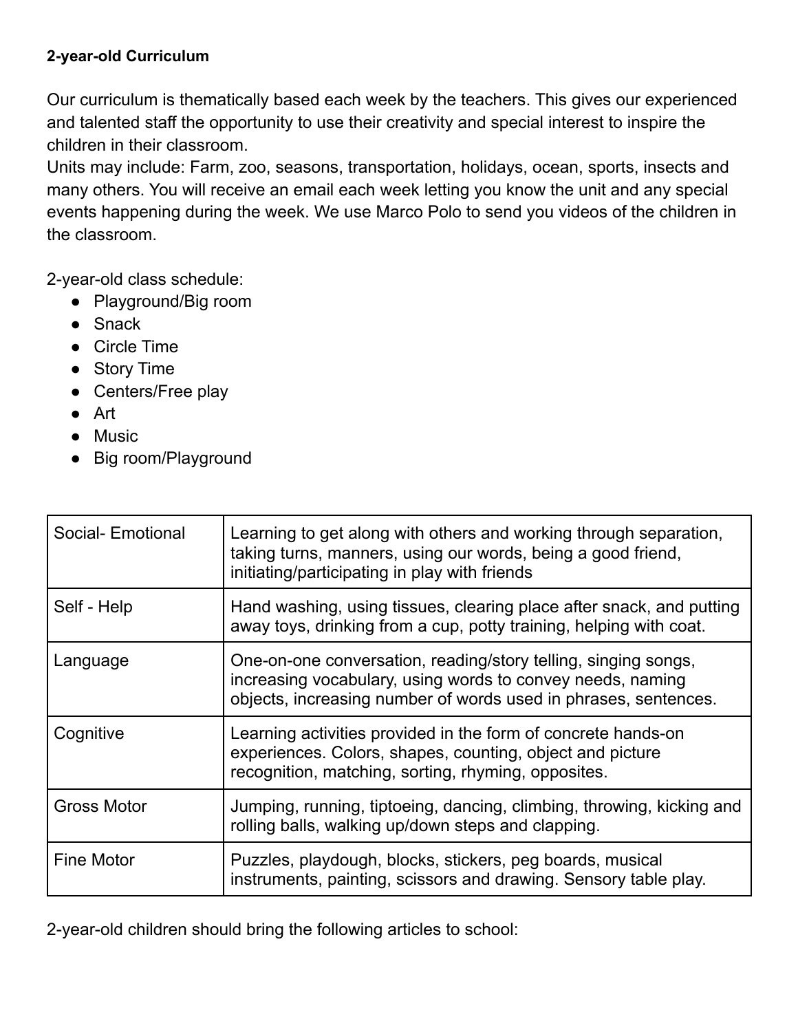**2-year-old Curriculum**

Our curriculum is thematically based each week by the teachers. This gives our experienced and talented staff the opportunity to use their creativity and special interest to inspire the children in their classroom.
Units may include: Farm, zoo, seasons, transportation, holidays, ocean, sports, insects and many others. You will receive an email each week letting you know the unit and any special events happening during the week. We use Marco Polo to send you videos of the children in the classroom.

2-year-old class schedule:

- Playground/Big room
- Snack
- Circle Time
- Story Time
- Centers/Free play
- Art
- Music
- Big room/Playground

| | |
|---|---|
| Social- Emotional | Learning to get along with others and working through separation, taking turns, manners, using our words, being a good friend, initiating/participating in play with friends |
| Self - Help | Hand washing, using tissues, clearing place after snack, and putting away toys, drinking from a cup, potty training, helping with coat. |
| Language | One-on-one conversation, reading/story telling, singing songs, increasing vocabulary, using words to convey needs, naming objects, increasing number of words used in phrases, sentences. |
| Cognitive | Learning activities provided in the form of concrete hands-on experiences. Colors, shapes, counting, object and picture recognition, matching, sorting, rhyming, opposites. |
| Gross Motor | Jumping, running, tiptoeing, dancing, climbing, throwing, kicking and rolling balls, walking up/down steps and clapping. |
| Fine Motor | Puzzles, playdough, blocks, stickers, peg boards, musical instruments, painting, scissors and drawing. Sensory table play. |

2-year-old children should bring the following articles to school: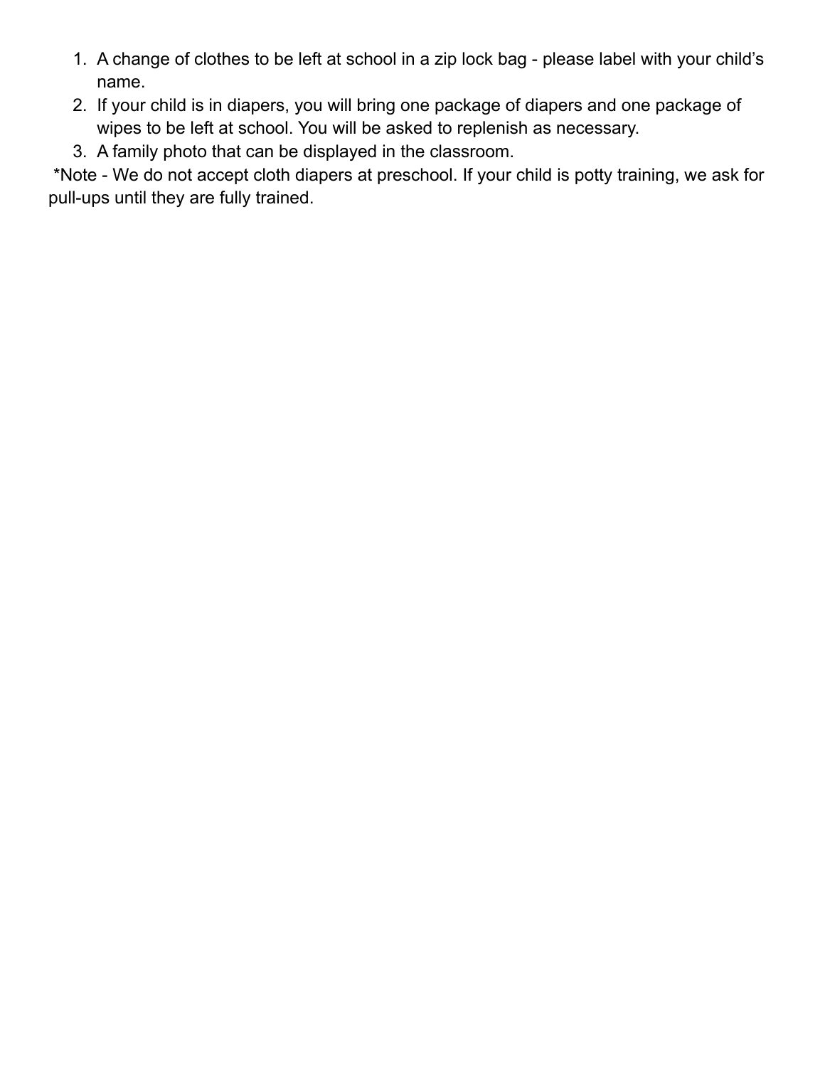1. A change of clothes to be left at school in a zip lock bag - please label with your child's name.
2. If your child is in diapers, you will bring one package of diapers and one package of wipes to be left at school. You will be asked to replenish as necessary.
3. A family photo that can be displayed in the classroom.

*Note - We do not accept cloth diapers at preschool. If your child is potty training, we ask for pull-ups until they are fully trained.